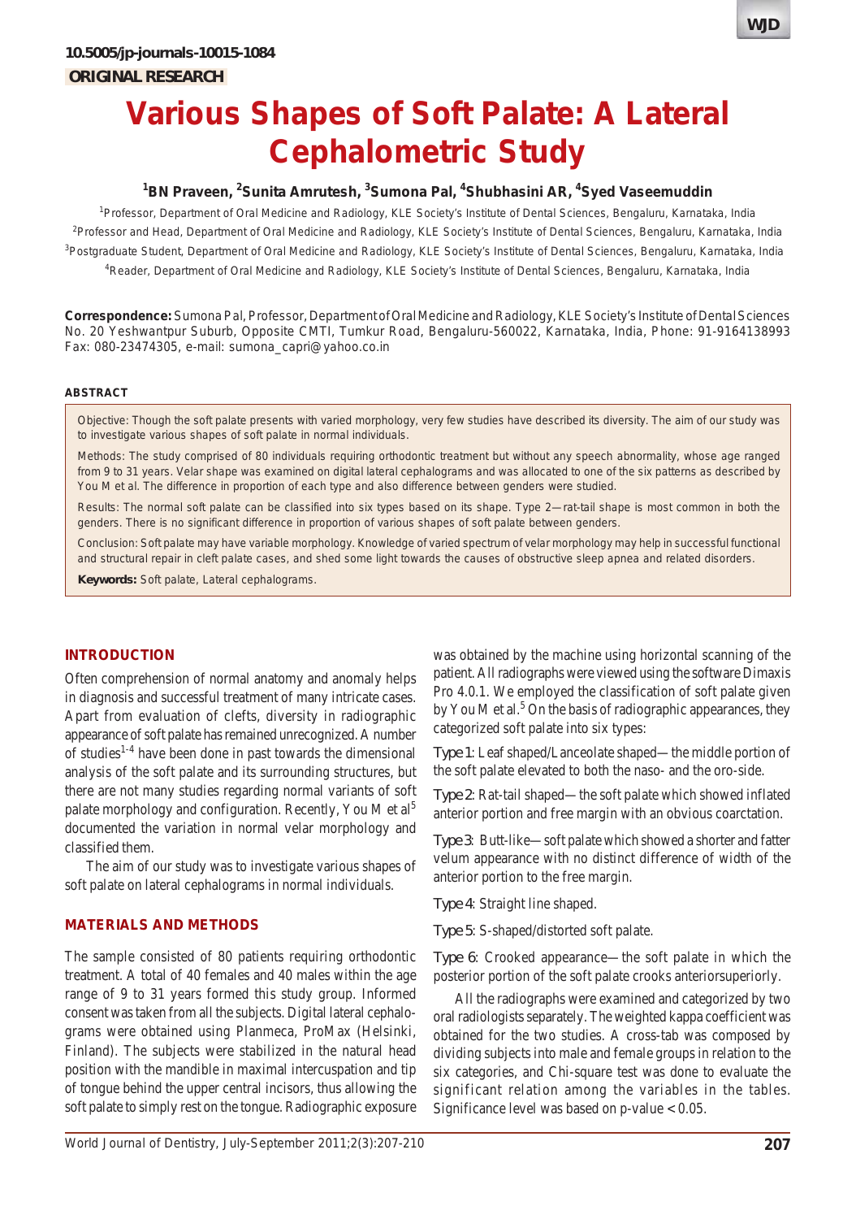10.5005/jp-journals-10015-1084

**ORIGINAL RESEARCH**

# Various Shapes of Soft Palate: A Lateral Cephalometric Study

[1]BN Praveen, [2]Sunita Amrutesh, [3]Sumona Pal, [4]Shubhasini AR, [4]Syed Vaseemuddin

[1]Professor, Department of Oral Medicine and Radiology, KLE Society's Institute of Dental Sciences, Bengaluru, Karnataka, India

[2]Professor and Head, Department of Oral Medicine and Radiology, KLE Society's Institute of Dental Sciences, Bengaluru, Karnataka, India

[3]Postgraduate Student, Department of Oral Medicine and Radiology, KLE Society's Institute of Dental Sciences, Bengaluru, Karnataka, India

[4]Reader, Department of Oral Medicine and Radiology, KLE Society's Institute of Dental Sciences, Bengaluru, Karnataka, India

**Correspondence:** Sumona Pal, Professor, Department of Oral Medicine and Radiology, KLE Society's Institute of Dental Sciences No. 20 Yeshwantpur Suburb, Opposite CMTI, Tumkur Road, Bengaluru-560022, Karnataka, India, Phone: 91-9164138993 Fax: 080-23474305, e-mail: sumona_capri@yahoo.co.in

## ABSTRACT

Objective: Though the soft palate presents with varied morphology, very few studies have described its diversity. The aim of our study was to investigate various shapes of soft palate in normal individuals.

Methods: The study comprised of 80 individuals requiring orthodontic treatment but without any speech abnormality, whose age ranged from 9 to 31 years. Velar shape was examined on digital lateral cephalograms and was allocated to one of the six patterns as described by You M et al. The difference in proportion of each type and also difference between genders were studied.

Results: The normal soft palate can be classified into six types based on its shape. Type 2—rat-tail shape is most common in both the genders. There is no significant difference in proportion of various shapes of soft palate between genders.

Conclusion: Soft palate may have variable morphology. Knowledge of varied spectrum of velar morphology may help in successful functional and structural repair in cleft palate cases, and shed some light towards the causes of obstructive sleep apnea and related disorders.

**Keywords:** Soft palate, Lateral cephalograms.

## INTRODUCTION

Often comprehension of normal anatomy and anomaly helps in diagnosis and successful treatment of many intricate cases. Apart from evaluation of clefts, diversity in radiographic appearance of soft palate has remained unrecognized. A number of studies[1-4] have been done in past towards the dimensional analysis of the soft palate and its surrounding structures, but there are not many studies regarding normal variants of soft palate morphology and configuration. Recently, You M et al[5] documented the variation in normal velar morphology and classified them.

The aim of our study was to investigate various shapes of soft palate on lateral cephalograms in normal individuals.

## MATERIALS AND METHODS

The sample consisted of 80 patients requiring orthodontic treatment. A total of 40 females and 40 males within the age range of 9 to 31 years formed this study group. Informed consent was taken from all the subjects. Digital lateral cephalograms were obtained using Planmeca, ProMax (Helsinki, Finland). The subjects were stabilized in the natural head position with the mandible in maximal intercuspation and tip of tongue behind the upper central incisors, thus allowing the soft palate to simply rest on the tongue. Radiographic exposure was obtained by the machine using horizontal scanning of the patient. All radiographs were viewed using the software Dimaxis Pro 4.0.1. We employed the classification of soft palate given by You M et al.[5] On the basis of radiographic appearances, they categorized soft palate into six types:

Type 1: Leaf shaped/Lanceolate shaped—the middle portion of the soft palate elevated to both the naso- and the oro-side.

Type 2: Rat-tail shaped—the soft palate which showed inflated anterior portion and free margin with an obvious coarctation.

Type 3: Butt-like—soft palate which showed a shorter and fatter velum appearance with no distinct difference of width of the anterior portion to the free margin.

Type 4: Straight line shaped.

Type 5: S-shaped/distorted soft palate.

Type 6: Crooked appearance—the soft palate in which the posterior portion of the soft palate crooks anteriorsuperiorly.

All the radiographs were examined and categorized by two oral radiologists separately. The weighted kappa coefficient was obtained for the two studies. A cross-tab was composed by dividing subjects into male and female groups in relation to the six categories, and Chi-square test was done to evaluate the significant relation among the variables in the tables. Significance level was based on p-value < 0.05.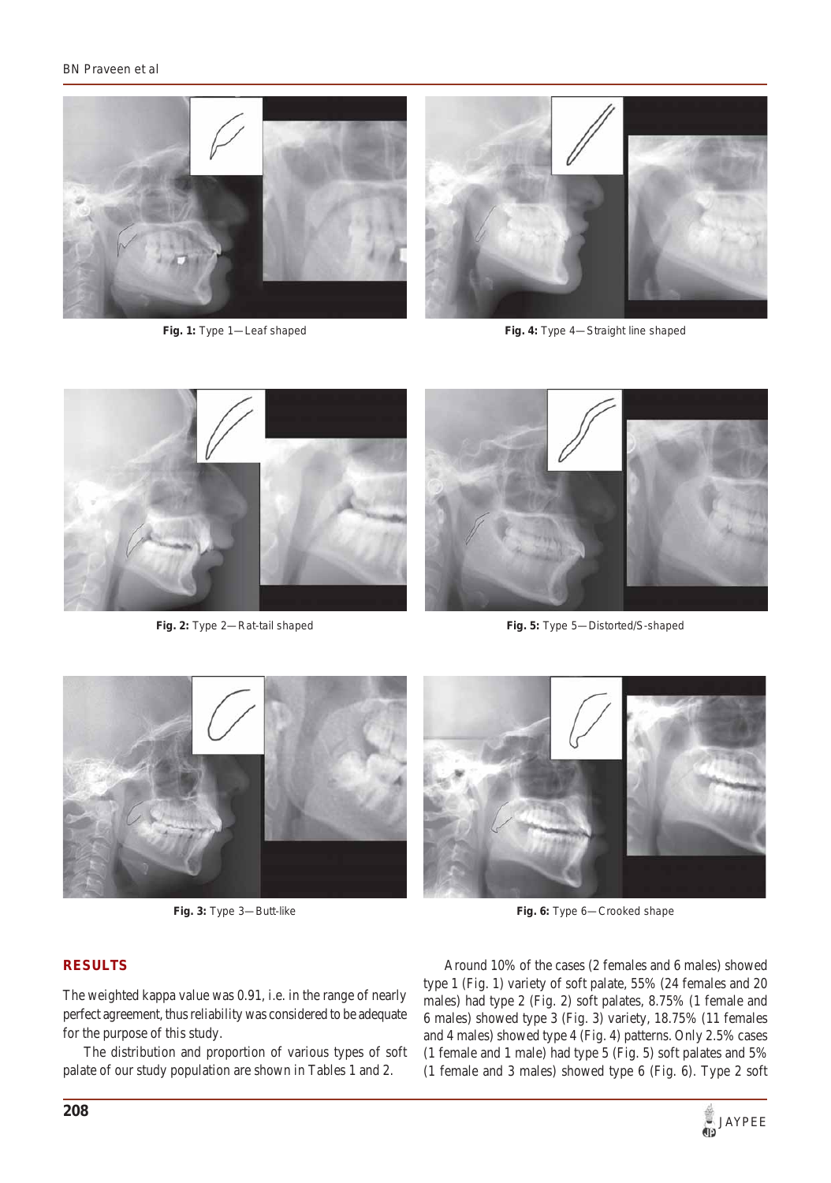Fig. 1: Type 1—Leaf shaped

Fig. 4: Type 4—Straight line shaped

Fig. 2: Type 2—Rat-tail shaped

Fig. 5: Type 5—Distorted/S-shaped

Fig. 3: Type 3—Butt-like

Fig. 6: Type 6—Crooked shape

## RESULTS

The weighted kappa value was 0.91, i.e. in the range of nearly perfect agreement, thus reliability was considered to be adequate for the purpose of this study.

The distribution and proportion of various types of soft palate of our study population are shown in Tables 1 and 2.

Around 10% of the cases (2 females and 6 males) showed type 1 (Fig. 1) variety of soft palate, 55% (24 females and 20 males) had type 2 (Fig. 2) soft palates, 8.75% (1 female and 6 males) showed type 3 (Fig. 3) variety, 18.75% (11 females and 4 males) showed type 4 (Fig. 4) patterns. Only 2.5% cases (1 female and 1 male) had type 5 (Fig. 5) soft palates and 5% (1 female and 3 males) showed type 6 (Fig. 6). Type 2 soft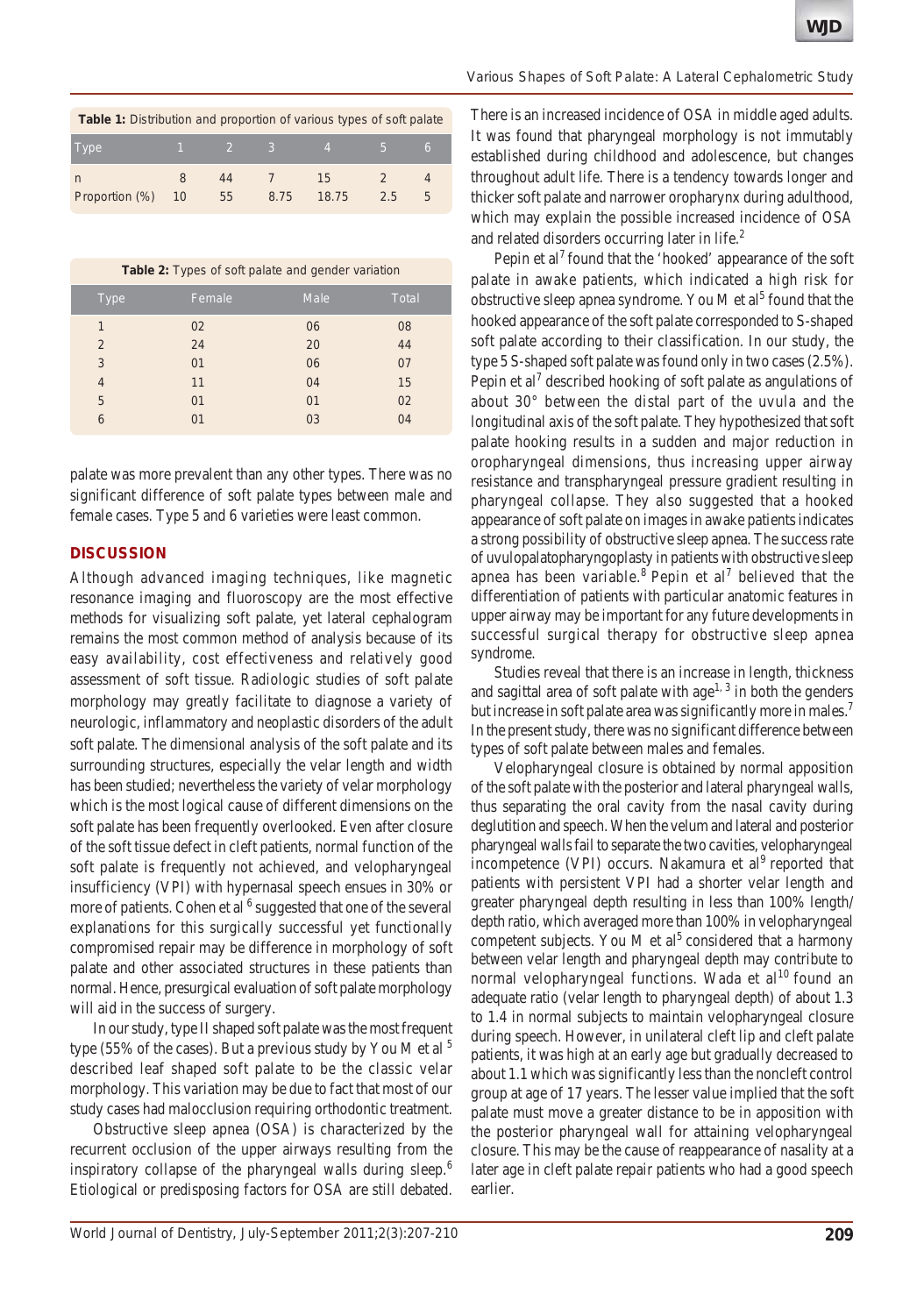**Table 1:** Distribution and proportion of various types of soft palate

| Type | 1 | 2 | 3 | 4 | 5 | 6 |
|---|---|---|---|---|---|---|
| n | 8 | 44 | 7 | 15 | 2 | 4 |
| Proportion (%) | 10 | 55 | 8.75 | 18.75 | 2.5 | 5 |

**Table 2:** Types of soft palate and gender variation

| Type | Female | Male | Total |
|---|---|---|---|
| 1 | 02 | 06 | 08 |
| 2 | 24 | 20 | 44 |
| 3 | 01 | 06 | 07 |
| 4 | 11 | 04 | 15 |
| 5 | 01 | 01 | 02 |
| 6 | 01 | 03 | 04 |

palate was more prevalent than any other types. There was no significant difference of soft palate types between male and female cases. Type 5 and 6 varieties were least common.

## DISCUSSION

Although advanced imaging techniques, like magnetic resonance imaging and fluoroscopy are the most effective methods for visualizing soft palate, yet lateral cephalogram remains the most common method of analysis because of its easy availability, cost effectiveness and relatively good assessment of soft tissue. Radiologic studies of soft palate morphology may greatly facilitate to diagnose a variety of neurologic, inflammatory and neoplastic disorders of the adult soft palate. The dimensional analysis of the soft palate and its surrounding structures, especially the velar length and width has been studied; nevertheless the variety of velar morphology which is the most logical cause of different dimensions on the soft palate has been frequently overlooked. Even after closure of the soft tissue defect in cleft patients, normal function of the soft palate is frequently not achieved, and velopharyngeal insufficiency (VPI) with hypernasal speech ensues in 30% or more of patients. Cohen et al[6] suggested that one of the several explanations for this surgically successful yet functionally compromised repair may be difference in morphology of soft palate and other associated structures in these patients than normal. Hence, presurgical evaluation of soft palate morphology will aid in the success of surgery.

In our study, type II shaped soft palate was the most frequent type (55% of the cases). But a previous study by You M et al[5] described leaf shaped soft palate to be the classic velar morphology. This variation may be due to fact that most of our study cases had malocclusion requiring orthodontic treatment.

Obstructive sleep apnea (OSA) is characterized by the recurrent occlusion of the upper airways resulting from the inspiratory collapse of the pharyngeal walls during sleep.[6] Etiological or predisposing factors for OSA are still debated. There is an increased incidence of OSA in middle aged adults. It was found that pharyngeal morphology is not immutably established during childhood and adolescence, but changes throughout adult life. There is a tendency towards longer and thicker soft palate and narrower oropharynx during adulthood, which may explain the possible increased incidence of OSA and related disorders occurring later in life.[2]

Pepin et al[7] found that the 'hooked' appearance of the soft palate in awake patients, which indicated a high risk for obstructive sleep apnea syndrome. You M et al[5] found that the hooked appearance of the soft palate corresponded to S-shaped soft palate according to their classification. In our study, the type 5 S-shaped soft palate was found only in two cases (2.5%). Pepin et al[7] described hooking of soft palate as angulations of about 30° between the distal part of the uvula and the longitudinal axis of the soft palate. They hypothesized that soft palate hooking results in a sudden and major reduction in oropharyngeal dimensions, thus increasing upper airway resistance and transpharyngeal pressure gradient resulting in pharyngeal collapse. They also suggested that a hooked appearance of soft palate on images in awake patients indicates a strong possibility of obstructive sleep apnea. The success rate of uvulopalatopharyngoplasty in patients with obstructive sleep apnea has been variable.[8] Pepin et al[7] believed that the differentiation of patients with particular anatomic features in upper airway may be important for any future developments in successful surgical therapy for obstructive sleep apnea syndrome.

Studies reveal that there is an increase in length, thickness and sagittal area of soft palate with age[1,3] in both the genders but increase in soft palate area was significantly more in males.[7] In the present study, there was no significant difference between types of soft palate between males and females.

Velopharyngeal closure is obtained by normal apposition of the soft palate with the posterior and lateral pharyngeal walls, thus separating the oral cavity from the nasal cavity during deglutition and speech. When the velum and lateral and posterior pharyngeal walls fail to separate the two cavities, velopharyngeal incompetence (VPI) occurs. Nakamura et al[9] reported that patients with persistent VPI had a shorter velar length and greater pharyngeal depth resulting in less than 100% length/depth ratio, which averaged more than 100% in velopharyngeal competent subjects. You M et al[5] considered that a harmony between velar length and pharyngeal depth may contribute to normal velopharyngeal functions. Wada et al[10] found an adequate ratio (velar length to pharyngeal depth) of about 1.3 to 1.4 in normal subjects to maintain velopharyngeal closure during speech. However, in unilateral cleft lip and cleft palate patients, it was high at an early age but gradually decreased to about 1.1 which was significantly less than the noncleft control group at age of 17 years. The lesser value implied that the soft palate must move a greater distance to be in apposition with the posterior pharyngeal wall for attaining velopharyngeal closure. This may be the cause of reappearance of nasality at a later age in cleft palate repair patients who had a good speech earlier.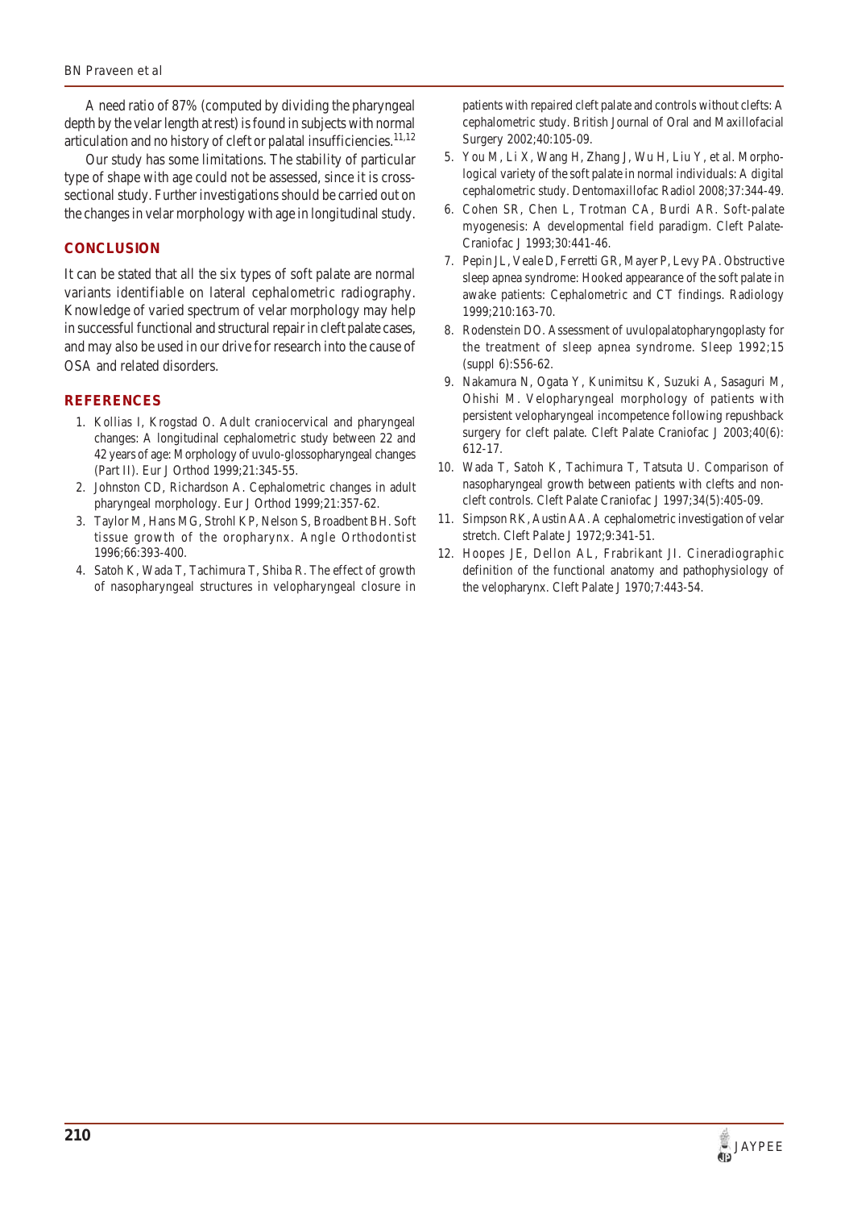A need ratio of 87% (computed by dividing the pharyngeal depth by the velar length at rest) is found in subjects with normal articulation and no history of cleft or palatal insufficiencies.[11,12]

Our study has some limitations. The stability of particular type of shape with age could not be assessed, since it is cross-sectional study. Further investigations should be carried out on the changes in velar morphology with age in longitudinal study.

## CONCLUSION

It can be stated that all the six types of soft palate are normal variants identifiable on lateral cephalometric radiography. Knowledge of varied spectrum of velar morphology may help in successful functional and structural repair in cleft palate cases, and may also be used in our drive for research into the cause of OSA and related disorders.

## REFERENCES

1. Kollias I, Krogstad O. Adult craniocervical and pharyngeal changes: A longitudinal cephalometric study between 22 and 42 years of age: Morphology of uvulo-glossopharyngeal changes (Part II). Eur J Orthod 1999;21:345-55.
2. Johnston CD, Richardson A. Cephalometric changes in adult pharyngeal morphology. Eur J Orthod 1999;21:357-62.
3. Taylor M, Hans MG, Strohl KP, Nelson S, Broadbent BH. Soft tissue growth of the oropharynx. Angle Orthodontist 1996;66:393-400.
4. Satoh K, Wada T, Tachimura T, Shiba R. The effect of growth of nasopharyngeal structures in velopharyngeal closure in patients with repaired cleft palate and controls without clefts: A cephalometric study. British Journal of Oral and Maxillofacial Surgery 2002;40:105-09.
5. You M, Li X, Wang H, Zhang J, Wu H, Liu Y, et al. Morphological variety of the soft palate in normal individuals: A digital cephalometric study. Dentomaxillofac Radiol 2008;37:344-49.
6. Cohen SR, Chen L, Trotman CA, Burdi AR. Soft-palate myogenesis: A developmental field paradigm. Cleft Palate-Craniofac J 1993;30:441-46.
7. Pepin JL, Veale D, Ferretti GR, Mayer P, Levy PA. Obstructive sleep apnea syndrome: Hooked appearance of the soft palate in awake patients: Cephalometric and CT findings. Radiology 1999;210:163-70.
8. Rodenstein DO. Assessment of uvulopalatopharyngoplasty for the treatment of sleep apnea syndrome. Sleep 1992;15 (suppl 6):S56-62.
9. Nakamura N, Ogata Y, Kunimitsu K, Suzuki A, Sasaguri M, Ohishi M. Velopharyngeal morphology of patients with persistent velopharyngeal incompetence following repushback surgery for cleft palate. Cleft Palate Craniofac J 2003;40(6): 612-17.
10. Wada T, Satoh K, Tachimura T, Tatsuta U. Comparison of nasopharyngeal growth between patients with clefts and non-cleft controls. Cleft Palate Craniofac J 1997;34(5):405-09.
11. Simpson RK, Austin AA. A cephalometric investigation of velar stretch. Cleft Palate J 1972;9:341-51.
12. Hoopes JE, Dellon AL, Frabrikant JI. Cineradiographic definition of the functional anatomy and pathophysiology of the velopharynx. Cleft Palate J 1970;7:443-54.